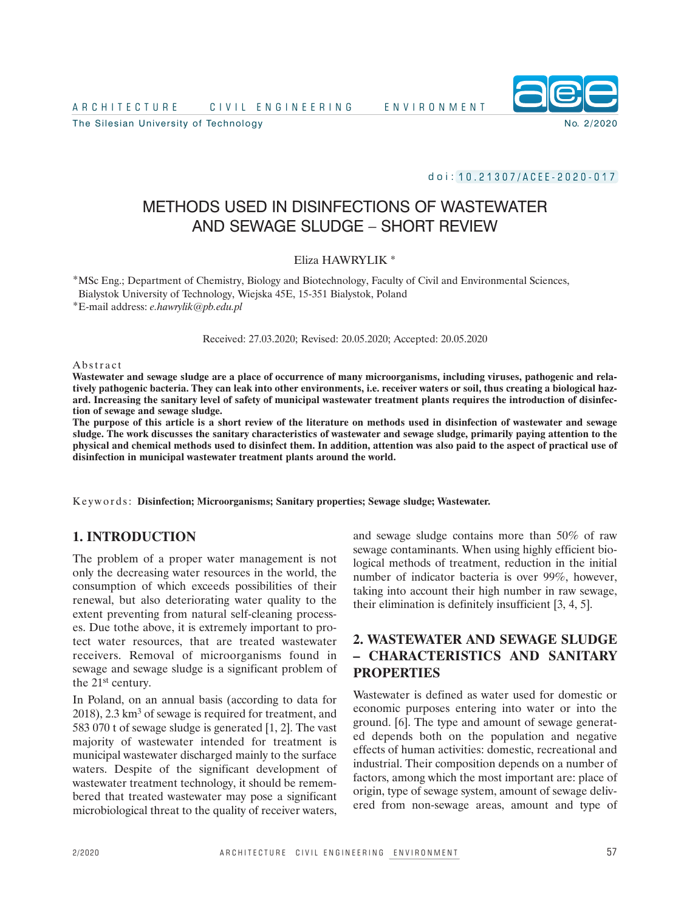doi: 10.21307/ACEE-2020-017

# METHODS USED IN DISINFECTIONS OF WASTEWATER AND SEWAGE SLUDGE – SHORT REVIEW

Eliza HAWRYLIK *

*MSc Eng.; Department of Chemistry, Biology and Biotechnology, Faculty of Civil and Environmental Sciences, Bialystok University of Technology, Wiejska 45E, 15-351 Bialystok, Poland
*E-mail address: *e.hawrylik@pb.edu.pl*

Received: 27.03.2020; Revised: 20.05.2020; Accepted: 20.05.2020

Abstract

**Wastewater and sewage sludge are a place of occurrence of many microorganisms, including viruses, pathogenic and relatively pathogenic bacteria. They can leak into other environments, i.e. receiver waters or soil, thus creating a biological hazard. Increasing the sanitary level of safety of municipal wastewater treatment plants requires the introduction of disinfection of sewage and sewage sludge.**

**The purpose of this article is a short review of the literature on methods used in disinfection of wastewater and sewage sludge. The work discusses the sanitary characteristics of wastewater and sewage sludge, primarily paying attention to the physical and chemical methods used to disinfect them. In addition, attention was also paid to the aspect of practical use of disinfection in municipal wastewater treatment plants around the world.**

Keywords: **Disinfection; Microorganisms; Sanitary properties; Sewage sludge; Wastewater.**

## 1. INTRODUCTION

The problem of a proper water management is not only the decreasing water resources in the world, the consumption of which exceeds possibilities of their renewal, but also deteriorating water quality to the extent preventing from natural self-cleaning processes. Due tothe above, it is extremely important to protect water resources, that are treated wastewater receivers. Removal of microorganisms found in sewage and sewage sludge is a significant problem of the 21st century.

In Poland, on an annual basis (according to data for 2018), 2.3 km$^3$ of sewage is required for treatment, and 583 070 t of sewage sludge is generated [1, 2]. The vast majority of wastewater intended for treatment is municipal wastewater discharged mainly to the surface waters. Despite of the significant development of wastewater treatment technology, it should be remembered that treated wastewater may pose a significant microbiological threat to the quality of receiver waters, and sewage sludge contains more than 50% of raw sewage contaminants. When using highly efficient biological methods of treatment, reduction in the initial number of indicator bacteria is over 99%, however, taking into account their high number in raw sewage, their elimination is definitely insufficient [3, 4, 5].

## 2. WASTEWATER AND SEWAGE SLUDGE – CHARACTERISTICS AND SANITARY PROPERTIES

Wastewater is defined as water used for domestic or economic purposes entering into water or into the ground. [6]. The type and amount of sewage generated depends both on the population and negative effects of human activities: domestic, recreational and industrial. Their composition depends on a number of factors, among which the most important are: place of origin, type of sewage system, amount of sewage delivered from non-sewage areas, amount and type of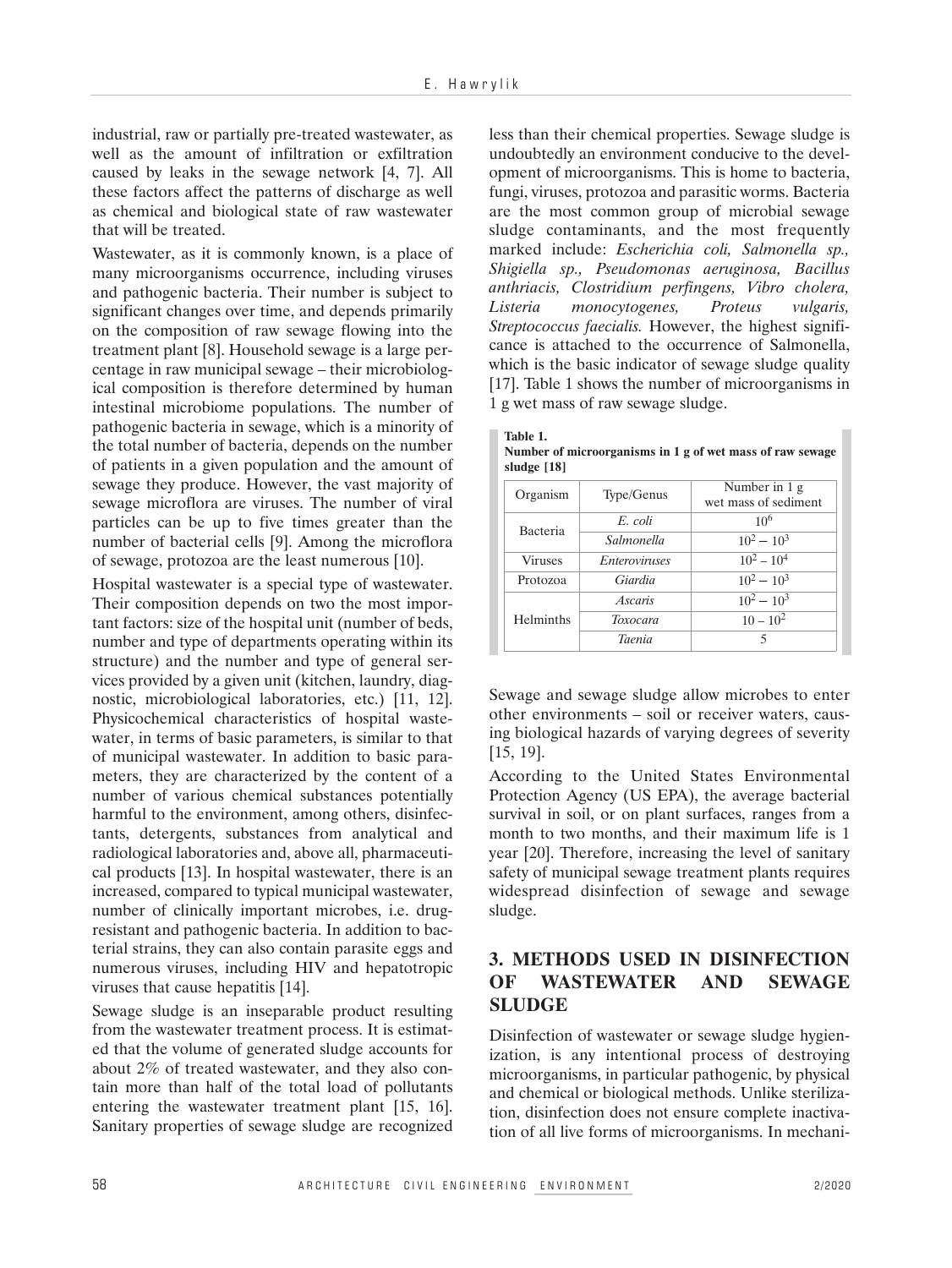industrial, raw or partially pre-treated wastewater, as well as the amount of infiltration or exfiltration caused by leaks in the sewage network [4, 7]. All these factors affect the patterns of discharge as well as chemical and biological state of raw wastewater that will be treated.

Wastewater, as it is commonly known, is a place of many microorganisms occurrence, including viruses and pathogenic bacteria. Their number is subject to significant changes over time, and depends primarily on the composition of raw sewage flowing into the treatment plant [8]. Household sewage is a large percentage in raw municipal sewage – their microbiological composition is therefore determined by human intestinal microbiome populations. The number of pathogenic bacteria in sewage, which is a minority of the total number of bacteria, depends on the number of patients in a given population and the amount of sewage they produce. However, the vast majority of sewage microflora are viruses. The number of viral particles can be up to five times greater than the number of bacterial cells [9]. Among the microflora of sewage, protozoa are the least numerous [10].

Hospital wastewater is a special type of wastewater. Their composition depends on two the most important factors: size of the hospital unit (number of beds, number and type of departments operating within its structure) and the number and type of general services provided by a given unit (kitchen, laundry, diagnostic, microbiological laboratories, etc.) [11, 12]. Physicochemical characteristics of hospital wastewater, in terms of basic parameters, is similar to that of municipal wastewater. In addition to basic parameters, they are characterized by the content of a number of various chemical substances potentially harmful to the environment, among others, disinfectants, detergents, substances from analytical and radiological laboratories and, above all, pharmaceutical products [13]. In hospital wastewater, there is an increased, compared to typical municipal wastewater, number of clinically important microbes, i.e. drug-resistant and pathogenic bacteria. In addition to bacterial strains, they can also contain parasite eggs and numerous viruses, including HIV and hepatotropic viruses that cause hepatitis [14].

Sewage sludge is an inseparable product resulting from the wastewater treatment process. It is estimated that the volume of generated sludge accounts for about 2% of treated wastewater, and they also contain more than half of the total load of pollutants entering the wastewater treatment plant [15, 16]. Sanitary properties of sewage sludge are recognized less than their chemical properties. Sewage sludge is undoubtedly an environment conducive to the development of microorganisms. This is home to bacteria, fungi, viruses, protozoa and parasitic worms. Bacteria are the most common group of microbial sewage sludge contaminants, and the most frequently marked include: *Escherichia coli, Salmonella sp., Shigiella sp., Pseudomonas aeruginosa, Bacillus anthriacis, Clostridium perfingens, Vibro cholera, Listeria monocytogenes, Proteus vulgaris, Streptococcus faecialis.* However, the highest significance is attached to the occurrence of Salmonella, which is the basic indicator of sewage sludge quality [17]. Table 1 shows the number of microorganisms in 1 g wet mass of raw sewage sludge.

**Table 1.**
**Number of microorganisms in 1 g of wet mass of raw sewage sludge [18]**

| Organism | Type/Genus | Number in 1 g wet mass of sediment |
|---|---|---|
| Bacteria | *E. coli* | $10^6$ |
| | *Salmonella* | $10^2 - 10^3$ |
| Viruses | *Enteroviruses* | $10^2 - 10^4$ |
| Protozoa | *Giardia* | $10^2 - 10^3$ |
| Helminths | *Ascaris* | $10^2 - 10^3$ |
| | *Toxocara* | $10 - 10^2$ |
| | *Taenia* | 5 |

Sewage and sewage sludge allow microbes to enter other environments – soil or receiver waters, causing biological hazards of varying degrees of severity [15, 19].

According to the United States Environmental Protection Agency (US EPA), the average bacterial survival in soil, or on plant surfaces, ranges from a month to two months, and their maximum life is 1 year [20]. Therefore, increasing the level of sanitary safety of municipal sewage treatment plants requires widespread disinfection of sewage and sewage sludge.

## 3. METHODS USED IN DISINFECTION OF WASTEWATER AND SEWAGE SLUDGE

Disinfection of wastewater or sewage sludge hygienization, is any intentional process of destroying microorganisms, in particular pathogenic, by physical and chemical or biological methods. Unlike sterilization, disinfection does not ensure complete inactivation of all live forms of microorganisms. In mechani-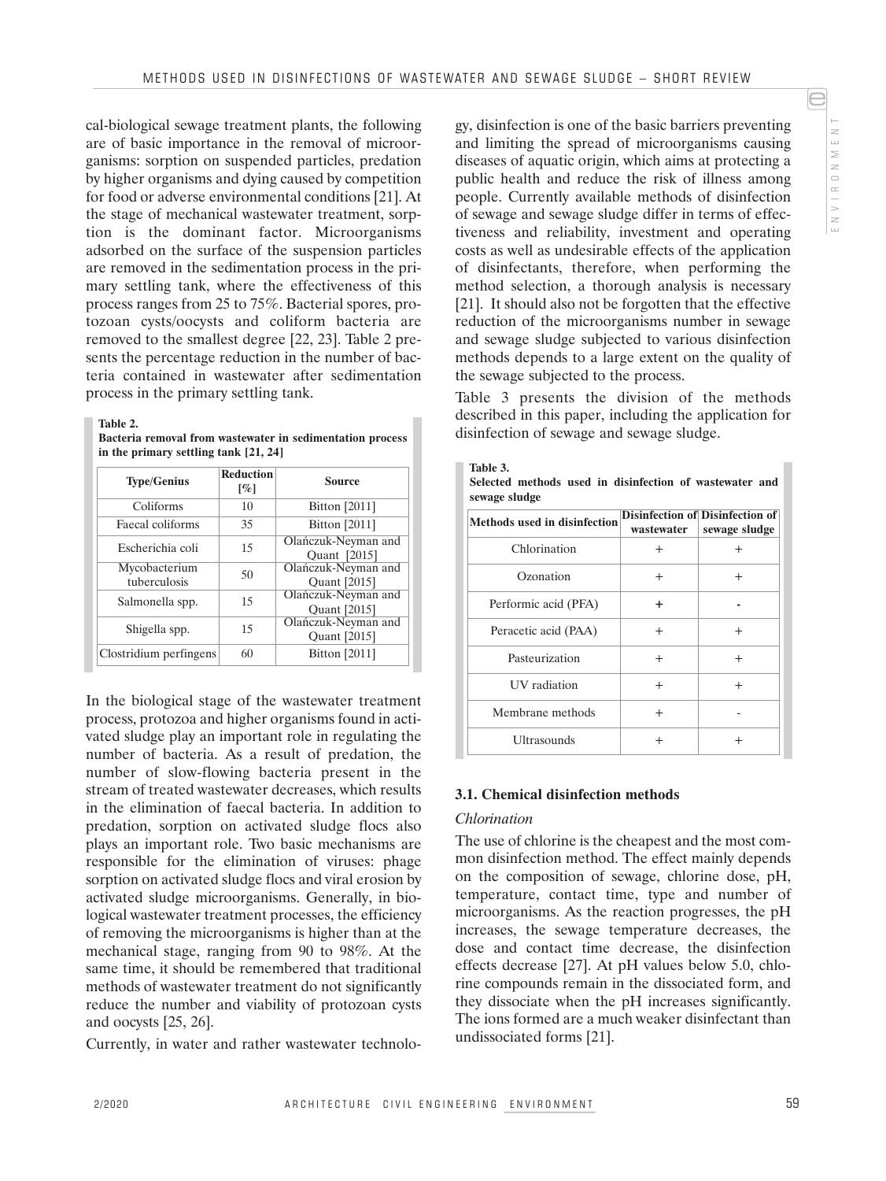cal-biological sewage treatment plants, the following are of basic importance in the removal of microorganisms: sorption on suspended particles, predation by higher organisms and dying caused by competition for food or adverse environmental conditions [21]. At the stage of mechanical wastewater treatment, sorption is the dominant factor. Microorganisms adsorbed on the surface of the suspension particles are removed in the sedimentation process in the primary settling tank, where the effectiveness of this process ranges from 25 to 75%. Bacterial spores, protozoan cysts/oocysts and coliform bacteria are removed to the smallest degree [22, 23]. Table 2 presents the percentage reduction in the number of bacteria contained in wastewater after sedimentation process in the primary settling tank.

**Table 2.**
**Bacteria removal from wastewater in sedimentation process in the primary settling tank [21, 24]**

| Type/Genius | Reduction [%] | Source |
| --- | --- | --- |
| Coliforms | 10 | Bitton [2011] |
| Faecal coliforms | 35 | Bitton [2011] |
| Escherichia coli | 15 | Olańczuk-Neyman and Quant [2015] |
| Mycobacterium tuberculosis | 50 | Olańczuk-Neyman and Quant [2015] |
| Salmonella spp. | 15 | Olańczuk-Neyman and Quant [2015] |
| Shigella spp. | 15 | Olańczuk-Neyman and Quant [2015] |
| Clostridium perfingens | 60 | Bitton [2011] |

In the biological stage of the wastewater treatment process, protozoa and higher organisms found in activated sludge play an important role in regulating the number of bacteria. As a result of predation, the number of slow-flowing bacteria present in the stream of treated wastewater decreases, which results in the elimination of faecal bacteria. In addition to predation, sorption on activated sludge flocs also plays an important role. Two basic mechanisms are responsible for the elimination of viruses: phage sorption on activated sludge flocs and viral erosion by activated sludge microorganisms. Generally, in biological wastewater treatment processes, the efficiency of removing the microorganisms is higher than at the mechanical stage, ranging from 90 to 98%. At the same time, it should be remembered that traditional methods of wastewater treatment do not significantly reduce the number and viability of protozoan cysts and oocysts [25, 26].

Currently, in water and rather wastewater technology, disinfection is one of the basic barriers preventing and limiting the spread of microorganisms causing diseases of aquatic origin, which aims at protecting a public health and reduce the risk of illness among people. Currently available methods of disinfection of sewage and sewage sludge differ in terms of effectiveness and reliability, investment and operating costs as well as undesirable effects of the application of disinfectants, therefore, when performing the method selection, a thorough analysis is necessary [21]. It should also not be forgotten that the effective reduction of the microorganisms number in sewage and sewage sludge subjected to various disinfection methods depends to a large extent on the quality of the sewage subjected to the process.

Table 3 presents the division of the methods described in this paper, including the application for disinfection of sewage and sewage sludge.

**Table 3.**
**Selected methods used in disinfection of wastewater and sewage sludge**

| Methods used in disinfection | Disinfection of wastewater | Disinfection of sewage sludge |
| --- | --- | --- |
| Chlorination | + | + |
| Ozonation | + | + |
| Performic acid (PFA) | + | - |
| Peracetic acid (PAA) | + | + |
| Pasteurization | + | + |
| UV radiation | + | + |
| Membrane methods | + | - |
| Ultrasounds | + | + |

### 3.1. Chemical disinfection methods

*Chlorination*

The use of chlorine is the cheapest and the most common disinfection method. The effect mainly depends on the composition of sewage, chlorine dose, pH, temperature, contact time, type and number of microorganisms. As the reaction progresses, the pH increases, the sewage temperature decreases, the dose and contact time decrease, the disinfection effects decrease [27]. At pH values below 5.0, chlorine compounds remain in the dissociated form, and they dissociate when the pH increases significantly. The ions formed are a much weaker disinfectant than undissociated forms [21].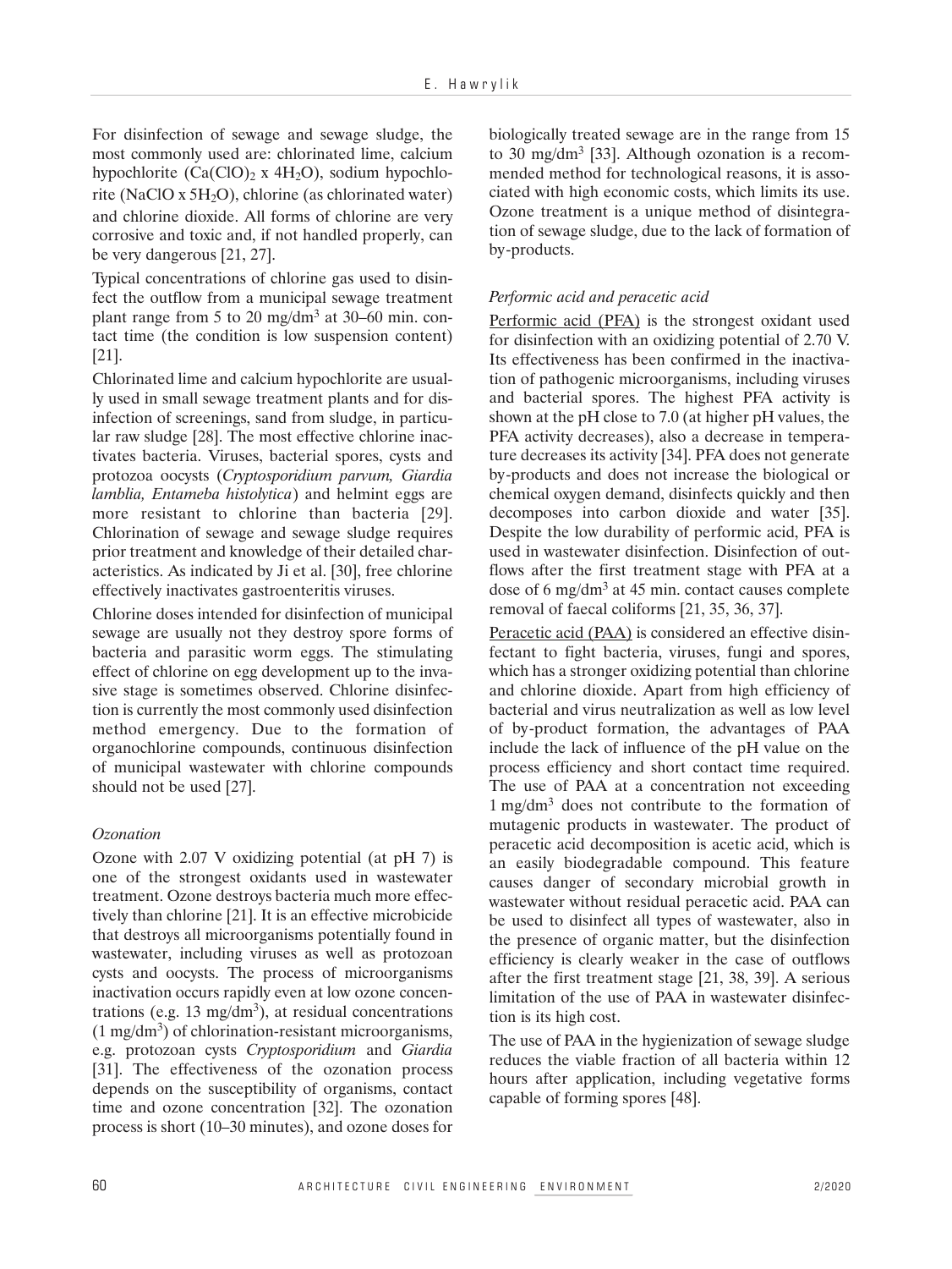For disinfection of sewage and sewage sludge, the most commonly used are: chlorinated lime, calcium hypochlorite ($Ca(ClO)_2 \times 4H_2O$), sodium hypochlorite ($NaClO \times 5H_2O$), chlorine (as chlorinated water) and chlorine dioxide. All forms of chlorine are very corrosive and toxic and, if not handled properly, can be very dangerous [21, 27].

Typical concentrations of chlorine gas used to disinfect the outflow from a municipal sewage treatment plant range from 5 to 20 mg/dm$^3$ at 30–60 min. contact time (the condition is low suspension content) [21].

Chlorinated lime and calcium hypochlorite are usually used in small sewage treatment plants and for disinfection of screenings, sand from sludge, in particular raw sludge [28]. The most effective chlorine inactivates bacteria. Viruses, bacterial spores, cysts and protozoa oocysts (*Cryptosporidium parvum, Giardia lamblia, Entameba histolytica*) and helmint eggs are more resistant to chlorine than bacteria [29]. Chlorination of sewage and sewage sludge requires prior treatment and knowledge of their detailed characteristics. As indicated by Ji et al. [30], free chlorine effectively inactivates gastroenteritis viruses.

Chlorine doses intended for disinfection of municipal sewage are usually not they destroy spore forms of bacteria and parasitic worm eggs. The stimulating effect of chlorine on egg development up to the invasive stage is sometimes observed. Chlorine disinfection is currently the most commonly used disinfection method emergency. Due to the formation of organochlorine compounds, continuous disinfection of municipal wastewater with chlorine compounds should not be used [27].

*Ozonation*

Ozone with 2.07 V oxidizing potential (at pH 7) is one of the strongest oxidants used in wastewater treatment. Ozone destroys bacteria much more effectively than chlorine [21]. It is an effective microbicide that destroys all microorganisms potentially found in wastewater, including viruses as well as protozoan cysts and oocysts. The process of microorganisms inactivation occurs rapidly even at low ozone concentrations (e.g. 13 mg/dm$^3$), at residual concentrations (1 mg/dm$^3$) of chlorination-resistant microorganisms, e.g. protozoan cysts *Cryptosporidium* and *Giardia* [31]. The effectiveness of the ozonation process depends on the susceptibility of organisms, contact time and ozone concentration [32]. The ozonation process is short (10–30 minutes), and ozone doses for biologically treated sewage are in the range from 15 to 30 mg/dm$^3$ [33]. Although ozonation is a recommended method for technological reasons, it is associated with high economic costs, which limits its use. Ozone treatment is a unique method of disintegration of sewage sludge, due to the lack of formation of by-products.

*Performic acid and peracetic acid*

Performic acid (PFA) is the strongest oxidant used for disinfection with an oxidizing potential of 2.70 V. Its effectiveness has been confirmed in the inactivation of pathogenic microorganisms, including viruses and bacterial spores. The highest PFA activity is shown at the pH close to 7.0 (at higher pH values, the PFA activity decreases), also a decrease in temperature decreases its activity [34]. PFA does not generate by-products and does not increase the biological or chemical oxygen demand, disinfects quickly and then decomposes into carbon dioxide and water [35]. Despite the low durability of performic acid, PFA is used in wastewater disinfection. Disinfection of outflows after the first treatment stage with PFA at a dose of 6 mg/dm$^3$ at 45 min. contact causes complete removal of faecal coliforms [21, 35, 36, 37].

Peracetic acid (PAA) is considered an effective disinfectant to fight bacteria, viruses, fungi and spores, which has a stronger oxidizing potential than chlorine and chlorine dioxide. Apart from high efficiency of bacterial and virus neutralization as well as low level of by-product formation, the advantages of PAA include the lack of influence of the pH value on the process efficiency and short contact time required. The use of PAA at a concentration not exceeding 1 mg/dm$^3$ does not contribute to the formation of mutagenic products in wastewater. The product of peracetic acid decomposition is acetic acid, which is an easily biodegradable compound. This feature causes danger of secondary microbial growth in wastewater without residual peracetic acid. PAA can be used to disinfect all types of wastewater, also in the presence of organic matter, but the disinfection efficiency is clearly weaker in the case of outflows after the first treatment stage [21, 38, 39]. A serious limitation of the use of PAA in wastewater disinfection is its high cost.

The use of PAA in the hygienization of sewage sludge reduces the viable fraction of all bacteria within 12 hours after application, including vegetative forms capable of forming spores [48].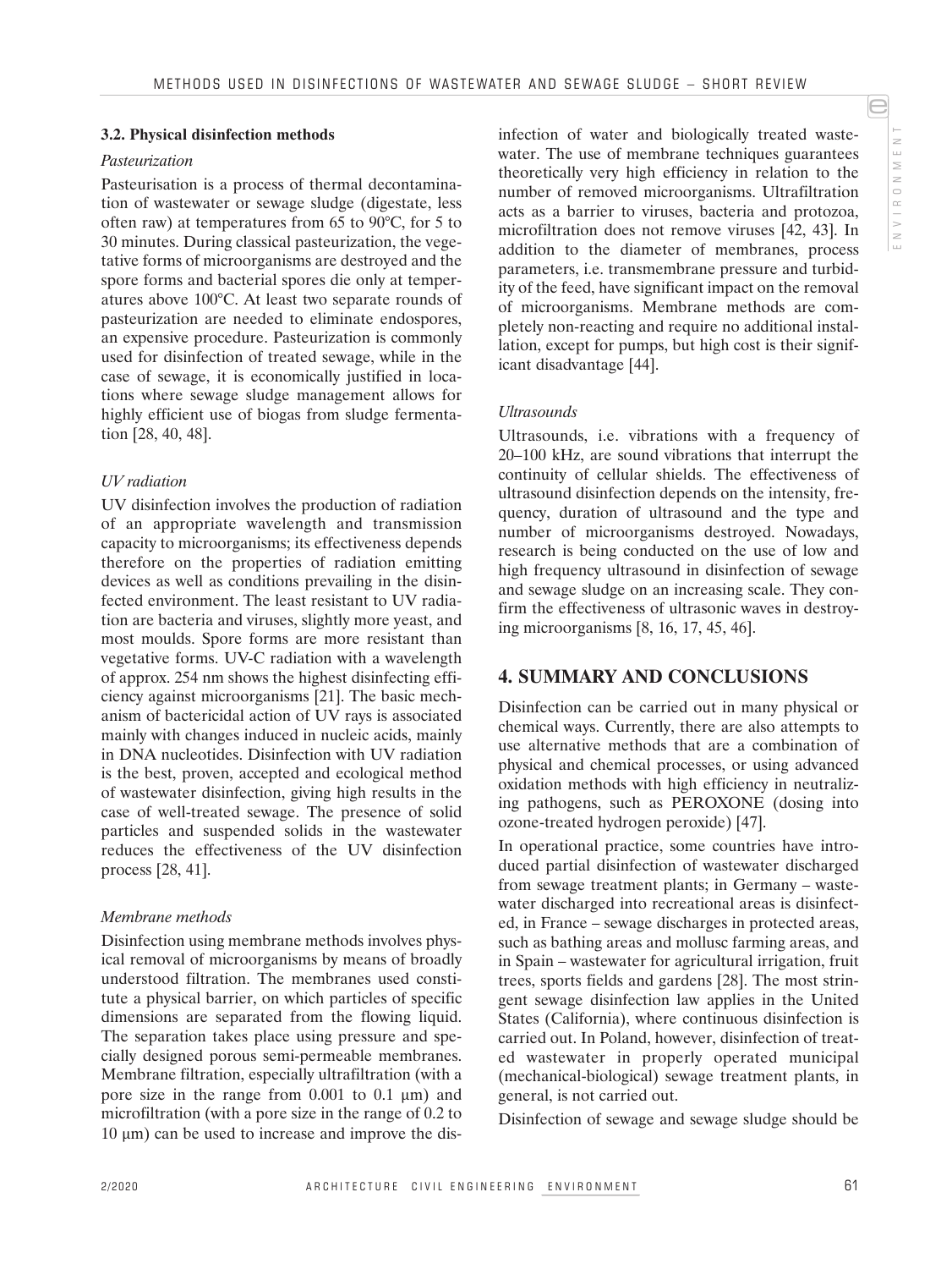### 3.2. Physical disinfection methods

*Pasteurization*

Pasteurisation is a process of thermal decontamination of wastewater or sewage sludge (digestate, less often raw) at temperatures from 65 to 90°C, for 5 to 30 minutes. During classical pasteurization, the vegetative forms of microorganisms are destroyed and the spore forms and bacterial spores die only at temperatures above 100°C. At least two separate rounds of pasteurization are needed to eliminate endospores, an expensive procedure. Pasteurization is commonly used for disinfection of treated sewage, while in the case of sewage, it is economically justified in locations where sewage sludge management allows for highly efficient use of biogas from sludge fermentation [28, 40, 48].

*UV radiation*

UV disinfection involves the production of radiation of an appropriate wavelength and transmission capacity to microorganisms; its effectiveness depends therefore on the properties of radiation emitting devices as well as conditions prevailing in the disinfected environment. The least resistant to UV radiation are bacteria and viruses, slightly more yeast, and most moulds. Spore forms are more resistant than vegetative forms. UV-C radiation with a wavelength of approx. 254 nm shows the highest disinfecting efficiency against microorganisms [21]. The basic mechanism of bactericidal action of UV rays is associated mainly with changes induced in nucleic acids, mainly in DNA nucleotides. Disinfection with UV radiation is the best, proven, accepted and ecological method of wastewater disinfection, giving high results in the case of well-treated sewage. The presence of solid particles and suspended solids in the wastewater reduces the effectiveness of the UV disinfection process [28, 41].

*Membrane methods*

Disinfection using membrane methods involves physical removal of microorganisms by means of broadly understood filtration. The membranes used constitute a physical barrier, on which particles of specific dimensions are separated from the flowing liquid. The separation takes place using pressure and specially designed porous semi-permeable membranes. Membrane filtration, especially ultrafiltration (with a pore size in the range from 0.001 to 0.1 μm) and microfiltration (with a pore size in the range of 0.2 to 10 μm) can be used to increase and improve the disinfection of water and biologically treated wastewater. The use of membrane techniques guarantees theoretically very high efficiency in relation to the number of removed microorganisms. Ultrafiltration acts as a barrier to viruses, bacteria and protozoa, microfiltration does not remove viruses [42, 43]. In addition to the diameter of membranes, process parameters, i.e. transmembrane pressure and turbidity of the feed, have significant impact on the removal of microorganisms. Membrane methods are completely non-reacting and require no additional installation, except for pumps, but high cost is their significant disadvantage [44].

*Ultrasounds*

Ultrasounds, i.e. vibrations with a frequency of 20–100 kHz, are sound vibrations that interrupt the continuity of cellular shields. The effectiveness of ultrasound disinfection depends on the intensity, frequency, duration of ultrasound and the type and number of microorganisms destroyed. Nowadays, research is being conducted on the use of low and high frequency ultrasound in disinfection of sewage and sewage sludge on an increasing scale. They confirm the effectiveness of ultrasonic waves in destroying microorganisms [8, 16, 17, 45, 46].

## 4. SUMMARY AND CONCLUSIONS

Disinfection can be carried out in many physical or chemical ways. Currently, there are also attempts to use alternative methods that are a combination of physical and chemical processes, or using advanced oxidation methods with high efficiency in neutralizing pathogens, such as PEROXONE (dosing into ozone-treated hydrogen peroxide) [47].

In operational practice, some countries have introduced partial disinfection of wastewater discharged from sewage treatment plants; in Germany – wastewater discharged into recreational areas is disinfected, in France – sewage discharges in protected areas, such as bathing areas and mollusc farming areas, and in Spain – wastewater for agricultural irrigation, fruit trees, sports fields and gardens [28]. The most stringent sewage disinfection law applies in the United States (California), where continuous disinfection is carried out. In Poland, however, disinfection of treated wastewater in properly operated municipal (mechanical-biological) sewage treatment plants, in general, is not carried out.

Disinfection of sewage and sewage sludge should be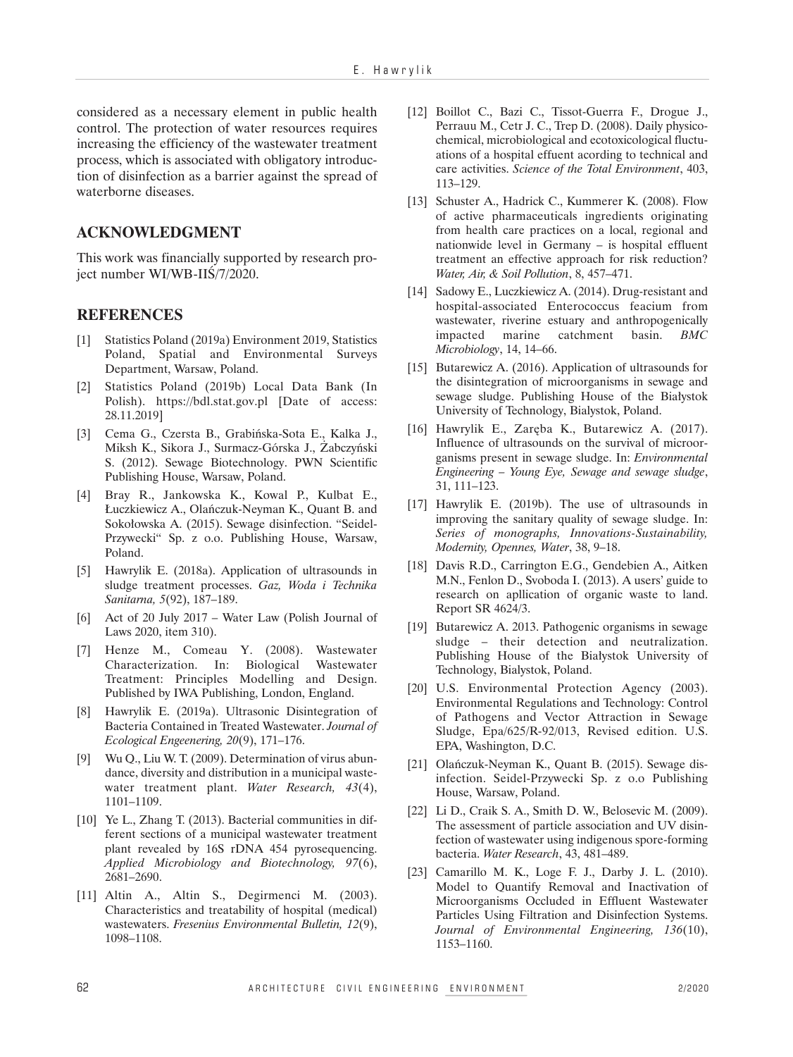considered as a necessary element in public health control. The protection of water resources requires increasing the efficiency of the wastewater treatment process, which is associated with obligatory introduction of disinfection as a barrier against the spread of waterborne diseases.

## ACKNOWLEDGMENT

This work was financially supported by research project number WI/WB-IIŚ/7/2020.

## REFERENCES

[1] Statistics Poland (2019a) Environment 2019, Statistics Poland, Spatial and Environmental Surveys Department, Warsaw, Poland.

[2] Statistics Poland (2019b) Local Data Bank (In Polish). https://bdl.stat.gov.pl [Date of access: 28.11.2019]

[3] Cema G., Czersta B., Grabińska-Sota E., Kalka J., Miksh K., Sikora J., Surmacz-Górska J., Żabczyński S. (2012). Sewage Biotechnology. PWN Scientific Publishing House, Warsaw, Poland.

[4] Bray R., Jankowska K., Kowal P., Kulbat E., Łuczkiewicz A., Olańczuk-Neyman K., Quant B. and Sokołowska A. (2015). Sewage disinfection. "Seidel-Przywecki" Sp. z o.o. Publishing House, Warsaw, Poland.

[5] Hawrylik E. (2018a). Application of ultrasounds in sludge treatment processes. *Gaz, Woda i Technika Sanitarna, 5*(92), 187–189.

[6] Act of 20 July 2017 – Water Law (Polish Journal of Laws 2020, item 310).

[7] Henze M., Comeau Y. (2008). Wastewater Characterization. In: Biological Wastewater Treatment: Principles Modelling and Design. Published by IWA Publishing, London, England.

[8] Hawrylik E. (2019a). Ultrasonic Disintegration of Bacteria Contained in Treated Wastewater. *Journal of Ecological Engeenering, 20*(9), 171–176.

[9] Wu Q., Liu W. T. (2009). Determination of virus abundance, diversity and distribution in a municipal wastewater treatment plant. *Water Research, 43*(4), 1101–1109.

[10] Ye L., Zhang T. (2013). Bacterial communities in different sections of a municipal wastewater treatment plant revealed by 16S rDNA 454 pyrosequencing. *Applied Microbiology and Biotechnology, 97*(6), 2681–2690.

[11] Altin A., Altin S., Degirmenci M. (2003). Characteristics and treatability of hospital (medical) wastewaters. *Fresenius Environmental Bulletin, 12*(9), 1098–1108.

[12] Boillot C., Bazi C., Tissot-Guerra F., Drogue J., Perrauu M., Cetr J. C., Trep D. (2008). Daily physicochemical, microbiological and ecotoxicological fluctuations of a hospital effuent acording to technical and care activities. *Science of the Total Environment*, 403, 113–129.

[13] Schuster A., Hadrick C., Kummerer K. (2008). Flow of active pharmaceuticals ingredients originating from health care practices on a local, regional and nationwide level in Germany – is hospital effluent treatment an effective approach for risk reduction? *Water, Air, & Soil Pollution*, 8, 457–471.

[14] Sadowy E., Luczkiewicz A. (2014). Drug-resistant and hospital-associated Enterococcus feacium from wastewater, riverine estuary and anthropogenically impacted marine catchment basin. *BMC Microbiology*, 14, 14–66.

[15] Butarewicz A. (2016). Application of ultrasounds for the disintegration of microorganisms in sewage and sewage sludge. Publishing House of the Białystok University of Technology, Bialystok, Poland.

[16] Hawrylik E., Zaręba K., Butarewicz A. (2017). Influence of ultrasounds on the survival of microorganisms present in sewage sludge. In: *Environmental Engineering – Young Eye, Sewage and sewage sludge*, 31, 111–123.

[17] Hawrylik E. (2019b). The use of ultrasounds in improving the sanitary quality of sewage sludge. In: *Series of monographs, Innovations-Sustainability, Modernity, Opennes, Water*, 38, 9–18.

[18] Davis R.D., Carrington E.G., Gendebien A., Aitken M.N., Fenlon D., Svoboda I. (2013). A users' guide to research on apllication of organic waste to land. Report SR 4624/3.

[19] Butarewicz A. 2013. Pathogenic organisms in sewage sludge – their detection and neutralization. Publishing House of the Białystok University of Technology, Bialystok, Poland.

[20] U.S. Environmental Protection Agency (2003). Environmental Regulations and Technology: Control of Pathogens and Vector Attraction in Sewage Sludge, Epa/625/R-92/013, Revised edition. U.S. EPA, Washington, D.C.

[21] Olańczuk-Neyman K., Quant B. (2015). Sewage disinfection. Seidel-Przywecki Sp. z o.o Publishing House, Warsaw, Poland.

[22] Li D., Craik S. A., Smith D. W., Belosevic M. (2009). The assessment of particle association and UV disinfection of wastewater using indigenous spore-forming bacteria. *Water Research*, 43, 481–489.

[23] Camarillo M. K., Loge F. J., Darby J. L. (2010). Model to Quantify Removal and Inactivation of Microorganisms Occluded in Effluent Wastewater Particles Using Filtration and Disinfection Systems. *Journal of Environmental Engineering, 136*(10), 1153–1160.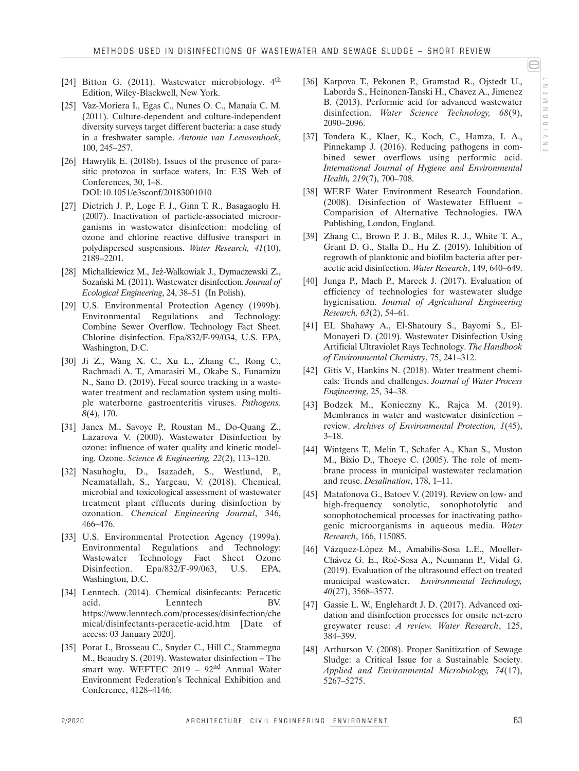[24] Bitton G. (2011). Wastewater microbiology. 4th Edition, Wiley-Blackwell, New York.

[25] Vaz-Moriera I., Egas C., Nunes O. C., Manaia C. M. (2011). Culture-dependent and culture-independent diversity surveys target different bacteria: a case study in a freshwater sample. *Antonie van Leeuwenhoek*, 100, 245–257.

[26] Hawrylik E. (2018b). Issues of the presence of parasitic protozoa in surface waters, In: E3S Web of Conferences, 30, 1–8. DOI:10.1051/e3sconf/20183001010

[27] Dietrich J. P., Loge F. J., Ginn T. R., Basagaoglu H. (2007). Inactivation of particle-associated microorganisms in wastewater disinfection: modeling of ozone and chlorine reactive diffusive transport in polydispersed suspensions. *Water Research, 41*(10), 2189–2201.

[28] Michałkiewicz M., Jeż-Walkowiak J., Dymaczewski Z., Sozański M. (2011). Wastewater disinfection. *Journal of Ecological Engineering*, 24, 38–51 (In Polish).

[29] U.S. Environmental Protection Agency (1999b). Environmental Regulations and Technology: Combine Sewer Overflow. Technology Fact Sheet. Chlorine disinfection. Epa/832/F-99/034, U.S. EPA, Washington, D.C.

[30] Ji Z., Wang X. C., Xu L., Zhang C., Rong C., Rachmadi A. T., Amarasiri M., Okabe S., Funamizu N., Sano D. (2019). Fecal source tracking in a wastewater treatment and reclamation system using multiple waterborne gastroenteritis viruses. *Pathogens, 8*(4), 170.

[31] Janex M., Savoye P., Roustan M., Do-Quang Z., Lazarova V. (2000). Wastewater Disinfection by ozone: influence of water quality and kinetic modeling. Ozone. *Science & Engineering, 22*(2), 113–120.

[32] Nasuhoglu, D., Isazadeh, S., Westlund, P., Neamatallah, S., Yargeau, V. (2018). Chemical, microbial and toxicological assessment of wastewater treatment plant effluents during disinfection by ozonation. *Chemical Engineering Journal*, 346, 466–476.

[33] U.S. Environmental Protection Agency (1999a). Environmental Regulations and Technology: Wastewater Technology Fact Sheet Ozone Disinfection. Epa/832/F-99/063, U.S. EPA, Washington, D.C.

[34] Lenntech. (2014). Chemical disinfecants: Peracetic acid. Lenntech BV. https://www.lenntech.com/processes/disinfection/chemical/disinfectants-peracetic-acid.htm [Date of access: 03 January 2020].

[35] Porat I., Brosseau C., Snyder C., Hill C., Stammegna M., Beaudry S. (2019). Wastewater disinfection – The smart way. WEFTEC 2019 – 92nd Annual Water Environment Federation's Technical Exhibition and Conference, 4128–4146.

[36] Karpova T., Pekonen P., Gramstad R., Ojstedt U., Laborda S., Heinonen-Tanski H., Chavez A., Jimenez B. (2013). Performic acid for advanced wastewater disinfection. *Water Science Technology, 68*(9), 2090–2096.

[37] Tondera K., Klaer, K., Koch, C., Hamza, I. A., Pinnekamp J. (2016). Reducing pathogens in combined sewer overflows using performic acid. *International Journal of Hygiene and Environmental Health, 219*(7), 700–708.

[38] WERF Water Environment Research Foundation. (2008). Disinfection of Wastewater Effluent – Comparision of Alternative Technologies. IWA Publishing, London, England.

[39] Zhang C., Brown P. J. B., Miles R. J., White T. A., Grant D. G., Stalla D., Hu Z. (2019). Inhibition of regrowth of planktonic and biofilm bacteria after peracetic acid disinfection. *Water Research*, 149, 640–649.

[40] Junga P., Mach P., Mareek J. (2017). Evaluation of efficiency of technologies for wastewater sludge hygienisation. *Journal of Agricultural Engineering Research, 63*(2), 54–61.

[41] EL Shahawy A., El-Shatoury S., Bayomi S., El-Monayeri D. (2019). Wastewater Disinfection Using Artificial Ultraviolet Rays Technology. *The Handbook of Environmental Chemistry*, 75, 241–312.

[42] Gitis V., Hankins N. (2018). Water treatment chemicals: Trends and challenges. *Journal of Water Process Engineering*, 25, 34–38.

[43] Bodzek M., Konieczny K., Rajca M. (2019). Membranes in water and wastewater disinfection – review. *Archives of Environmental Protection, 1*(45), 3–18.

[44] Wintgens T., Melin T., Schafer A., Khan S., Muston M., Bixio D., Thoeye C. (2005). The role of membrane process in municipal wastewater reclamation and reuse. *Desalination*, 178, 1–11.

[45] Matafonova G., Batoev V. (2019). Review on low- and high-frequency sonolytic, sonophotolytic and sonophotochemical processes for inactivating pathogenic microorganisms in aqueous media. *Water Research*, 166, 115085.

[46] Vázquez-López M., Amabilis-Sosa L.E., Moeller-Chávez G. E., Roé-Sosa A., Neumann P., Vidal G. (2019). Evaluation of the ultrasound effect on treated municipal wastewater. *Environmental Technology, 40*(27), 3568–3577.

[47] Gassie L. W., Englehardt J. D. (2017). Advanced oxidation and disinfection processes for onsite net-zero greywater reuse: *A review. Water Research*, 125, 384–399.

[48] Arthurson V. (2008). Proper Sanitization of Sewage Sludge: a Critical Issue for a Sustainable Society. *Applied and Environmental Microbiology, 74*(17), 5267–5275.